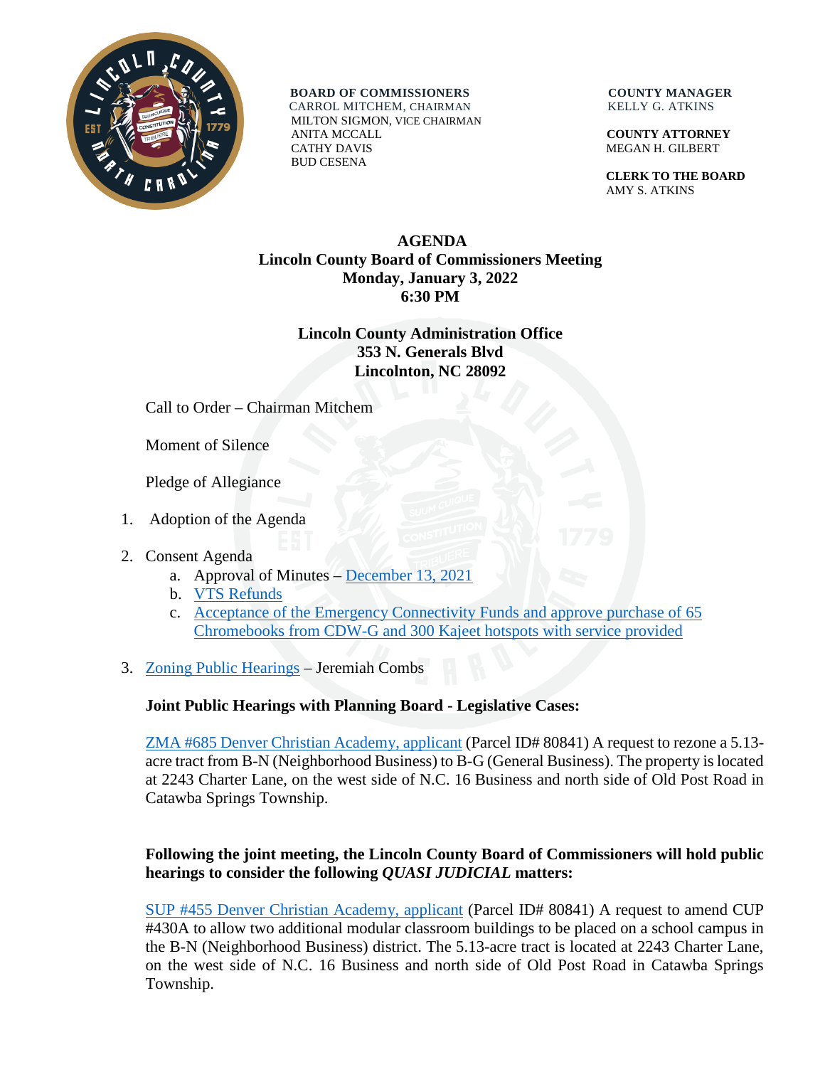**BOARD OF COMMISSIONERS**
CARROL MITCHEM, CHAIRMAN
MILTON SIGMON, VICE CHAIRMAN
ANITA MCCALL
CATHY DAVIS
BUD CESENA

**COUNTY MANAGER**
KELLY G. ATKINS

**COUNTY ATTORNEY**
MEGAN H. GILBERT

**CLERK TO THE BOARD**
AMY S. ATKINS

# AGENDA
## Lincoln County Board of Commissioners Meeting
## Monday, January 3, 2022
## 6:30 PM

**Lincoln County Administration Office**
**353 N. Generals Blvd**
**Lincolnton, NC 28092**

Call to Order – Chairman Mitchem

Moment of Silence

Pledge of Allegiance

1. Adoption of the Agenda

2. Consent Agenda
   a. Approval of Minutes – December 13, 2021
   b. VTS Refunds
   c. Acceptance of the Emergency Connectivity Funds and approve purchase of 65 Chromebooks from CDW-G and 300 Kajeet hotspots with service provided

3. Zoning Public Hearings – Jeremiah Combs

**Joint Public Hearings with Planning Board - Legislative Cases:**

ZMA #685 Denver Christian Academy, applicant (Parcel ID# 80841) A request to rezone a 5.13-acre tract from B-N (Neighborhood Business) to B-G (General Business). The property is located at 2243 Charter Lane, on the west side of N.C. 16 Business and north side of Old Post Road in Catawba Springs Township.

**Following the joint meeting, the Lincoln County Board of Commissioners will hold public hearings to consider the following *QUASI JUDICIAL* matters:**

SUP #455 Denver Christian Academy, applicant (Parcel ID# 80841) A request to amend CUP #430A to allow two additional modular classroom buildings to be placed on a school campus in the B-N (Neighborhood Business) district. The 5.13-acre tract is located at 2243 Charter Lane, on the west side of N.C. 16 Business and north side of Old Post Road in Catawba Springs Township.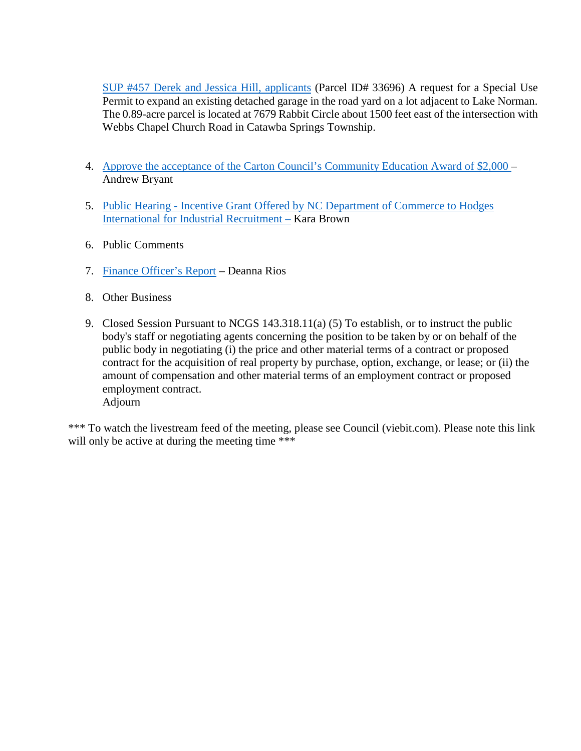SUP #457 Derek and Jessica Hill, applicants (Parcel ID# 33696) A request for a Special Use Permit to expand an existing detached garage in the road yard on a lot adjacent to Lake Norman. The 0.89-acre parcel is located at 7679 Rabbit Circle about 1500 feet east of the intersection with Webbs Chapel Church Road in Catawba Springs Township.

4. Approve the acceptance of the Carton Council's Community Education Award of $2,000 – Andrew Bryant

5. Public Hearing - Incentive Grant Offered by NC Department of Commerce to Hodges International for Industrial Recruitment – Kara Brown

6. Public Comments

7. Finance Officer's Report – Deanna Rios

8. Other Business

9. Closed Session Pursuant to NCGS 143.318.11(a) (5) To establish, or to instruct the public body's staff or negotiating agents concerning the position to be taken by or on behalf of the public body in negotiating (i) the price and other material terms of a contract or proposed contract for the acquisition of real property by purchase, option, exchange, or lease; or (ii) the amount of compensation and other material terms of an employment contract or proposed employment contract.
   Adjourn

*** To watch the livestream feed of the meeting, please see Council (viebit.com). Please note this link will only be active at during the meeting time ***